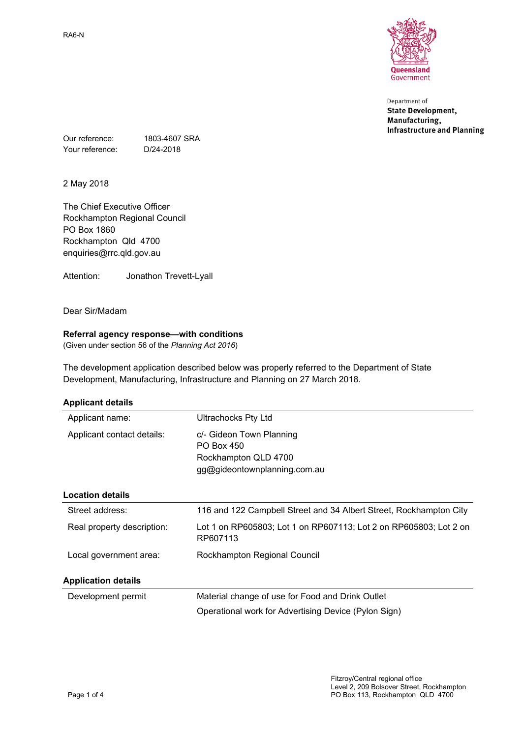RA6-N

Department of
**State Development, Manufacturing, Infrastructure and Planning**

| | |
|---|---|
| Our reference: | 1803-4607 SRA |
| Your reference: | D/24-2018 |

2 May 2018

The Chief Executive Officer
Rockhampton Regional Council
PO Box 1860
Rockhampton Qld 4700
enquiries@rrc.qld.gov.au

Attention: Jonathon Trevett-Lyall

Dear Sir/Madam

**Referral agency response—with conditions**
(Given under section 56 of the *Planning Act 2016*)

The development application described below was properly referred to the Department of State Development, Manufacturing, Infrastructure and Planning on 27 March 2018.

**Applicant details**

| | |
|---|---|
| Applicant name: | Ultrachocks Pty Ltd |
| Applicant contact details: | c/- Gideon Town Planning<br>PO Box 450<br>Rockhampton QLD 4700<br>gg@gideontownplanning.com.au |

**Location details**

| | |
|---|---|
| Street address: | 116 and 122 Campbell Street and 34 Albert Street, Rockhampton City |
| Real property description: | Lot 1 on RP605803; Lot 1 on RP607113; Lot 2 on RP605803; Lot 2 on RP607113 |
| Local government area: | Rockhampton Regional Council |

**Application details**

| | |
|---|---|
| Development permit | Material change of use for Food and Drink Outlet<br>Operational work for Advertising Device (Pylon Sign) |

Fitzroy/Central regional office
Level 2, 209 Bolsover Street, Rockhampton
PO Box 113, Rockhampton QLD 4700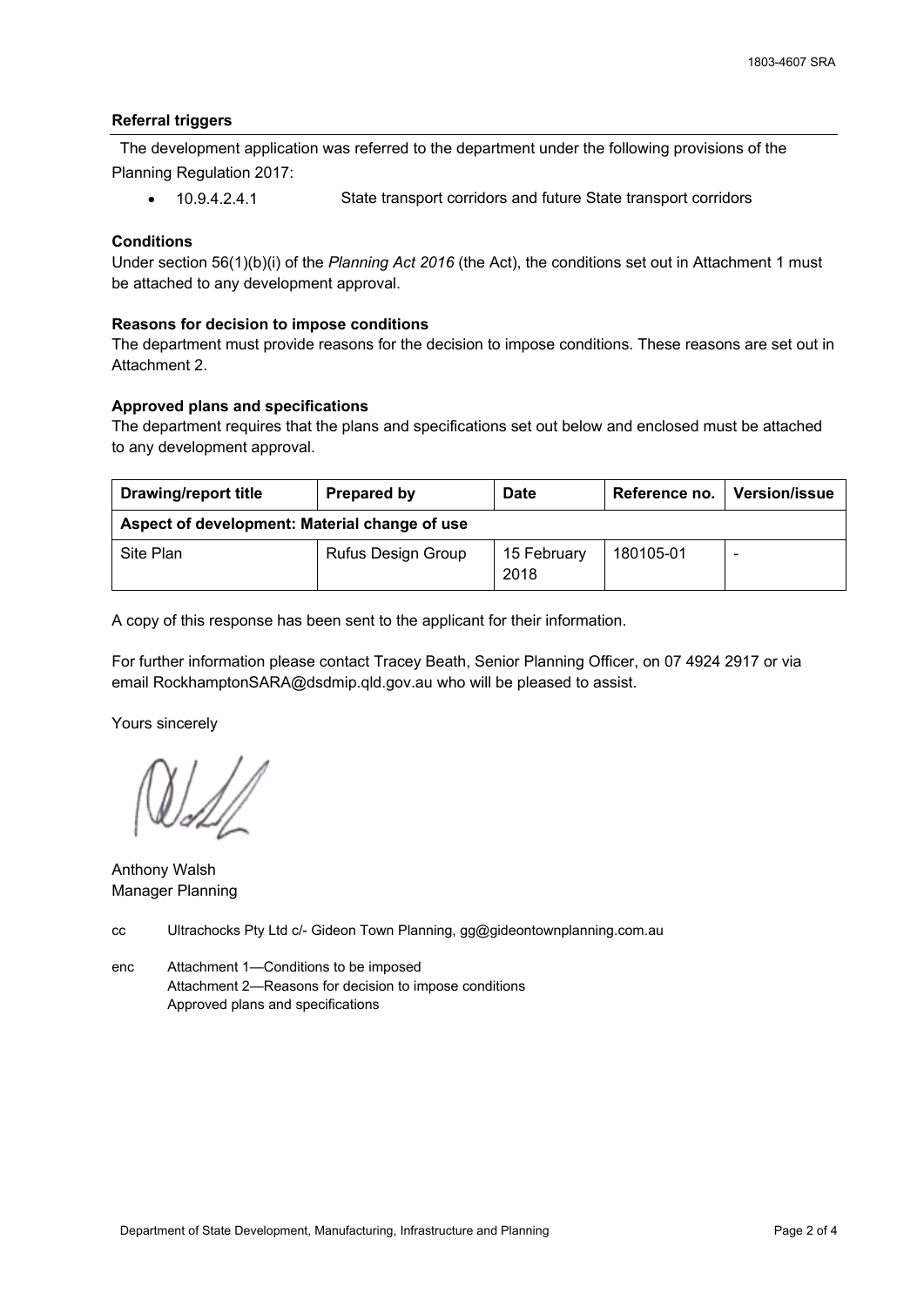**Referral triggers**

The development application was referred to the department under the following provisions of the Planning Regulation 2017:

- 10.9.4.2.4.1 State transport corridors and future State transport corridors

**Conditions**

Under section 56(1)(b)(i) of the *Planning Act 2016* (the Act), the conditions set out in Attachment 1 must be attached to any development approval.

**Reasons for decision to impose conditions**

The department must provide reasons for the decision to impose conditions. These reasons are set out in Attachment 2.

**Approved plans and specifications**

The department requires that the plans and specifications set out below and enclosed must be attached to any development approval.

| Drawing/report title | Prepared by | Date | Reference no. | Version/issue |
|---|---|---|---|---|
| **Aspect of development: Material change of use** | | | | |
| Site Plan | Rufus Design Group | 15 February 2018 | 180105-01 | - |

A copy of this response has been sent to the applicant for their information.

For further information please contact Tracey Beath, Senior Planning Officer, on 07 4924 2917 or via email RockhamptonSARA@dsdmip.qld.gov.au who will be pleased to assist.

Yours sincerely

Anthony Walsh
Manager Planning

cc Ultrachocks Pty Ltd c/- Gideon Town Planning, gg@gideontownplanning.com.au

enc Attachment 1—Conditions to be imposed
Attachment 2—Reasons for decision to impose conditions
Approved plans and specifications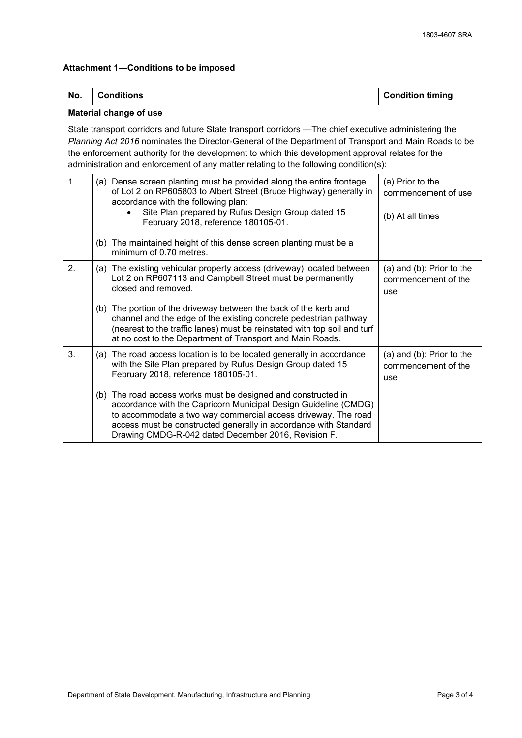## Attachment 1—Conditions to be imposed

| No. | Conditions | Condition timing |
|---|---|---|
| **Material change of use** | | |
| State transport corridors and future State transport corridors —The chief executive administering the *Planning Act 2016* nominates the Director-General of the Department of Transport and Main Roads to be the enforcement authority for the development to which this development approval relates for the administration and enforcement of any matter relating to the following condition(s): | | |
| 1. | (a) Dense screen planting must be provided along the entire frontage of Lot 2 on RP605803 to Albert Street (Bruce Highway) generally in accordance with the following plan:<br>• Site Plan prepared by Rufus Design Group dated 15 February 2018, reference 180105-01.<br><br>(b) The maintained height of this dense screen planting must be a minimum of 0.70 metres. | (a) Prior to the commencement of use<br><br>(b) At all times |
| 2. | (a) The existing vehicular property access (driveway) located between Lot 2 on RP607113 and Campbell Street must be permanently closed and removed.<br><br>(b) The portion of the driveway between the back of the kerb and channel and the edge of the existing concrete pedestrian pathway (nearest to the traffic lanes) must be reinstated with top soil and turf at no cost to the Department of Transport and Main Roads. | (a) and (b): Prior to the commencement of the use |
| 3. | (a) The road access location is to be located generally in accordance with the Site Plan prepared by Rufus Design Group dated 15 February 2018, reference 180105-01.<br><br>(b) The road access works must be designed and constructed in accordance with the Capricorn Municipal Design Guideline (CMDG) to accommodate a two way commercial access driveway. The road access must be constructed generally in accordance with Standard Drawing CMDG-R-042 dated December 2016, Revision F. | (a) and (b): Prior to the commencement of the use |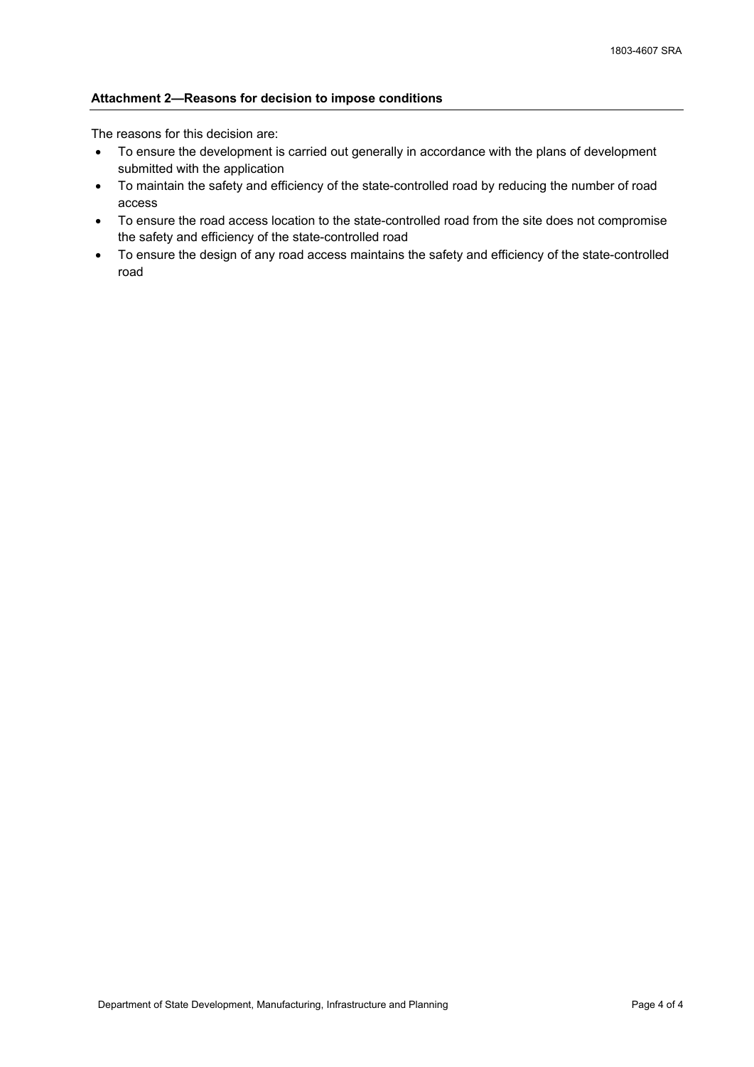### Attachment 2—Reasons for decision to impose conditions

The reasons for this decision are:

- To ensure the development is carried out generally in accordance with the plans of development submitted with the application
- To maintain the safety and efficiency of the state-controlled road by reducing the number of road access
- To ensure the road access location to the state-controlled road from the site does not compromise the safety and efficiency of the state-controlled road
- To ensure the design of any road access maintains the safety and efficiency of the state-controlled road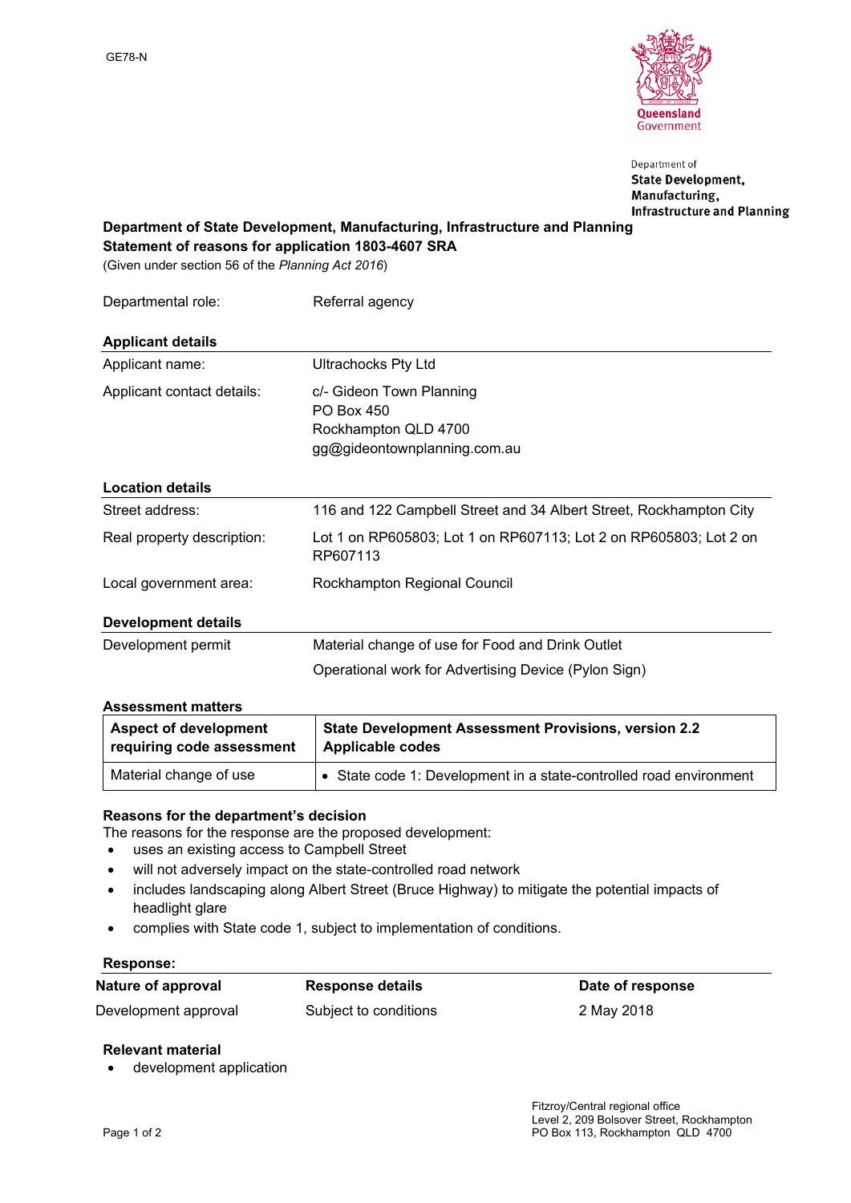GE78-N

Department of
**State Development, Manufacturing, Infrastructure and Planning**

**Department of State Development, Manufacturing, Infrastructure and Planning**
**Statement of reasons for application 1803-4607 SRA**
(Given under section 56 of the *Planning Act 2016*)

| | |
|---|---|
| Departmental role: | Referral agency |

**Applicant details**

| | |
|---|---|
| Applicant name: | Ultrachocks Pty Ltd |
| Applicant contact details: | c/- Gideon Town Planning<br>PO Box 450<br>Rockhampton QLD 4700<br>gg@gideontownplanning.com.au |

**Location details**

| | |
|---|---|
| Street address: | 116 and 122 Campbell Street and 34 Albert Street, Rockhampton City |
| Real property description: | Lot 1 on RP605803; Lot 1 on RP607113; Lot 2 on RP605803; Lot 2 on RP607113 |
| Local government area: | Rockhampton Regional Council |

**Development details**

| | |
|---|---|
| Development permit | Material change of use for Food and Drink Outlet<br>Operational work for Advertising Device (Pylon Sign) |

**Assessment matters**

| Aspect of development requiring code assessment | State Development Assessment Provisions, version 2.2 Applicable codes |
|---|---|
| Material change of use | • State code 1: Development in a state-controlled road environment |

**Reasons for the department's decision**

The reasons for the response are the proposed development:

- uses an existing access to Campbell Street
- will not adversely impact on the state-controlled road network
- includes landscaping along Albert Street (Bruce Highway) to mitigate the potential impacts of headlight glare
- complies with State code 1, subject to implementation of conditions.

**Response:**

| Nature of approval | Response details | Date of response |
|---|---|---|
| Development approval | Subject to conditions | 2 May 2018 |

**Relevant material**

- development application

Fitzroy/Central regional office
Level 2, 209 Bolsover Street, Rockhampton
PO Box 113, Rockhampton QLD 4700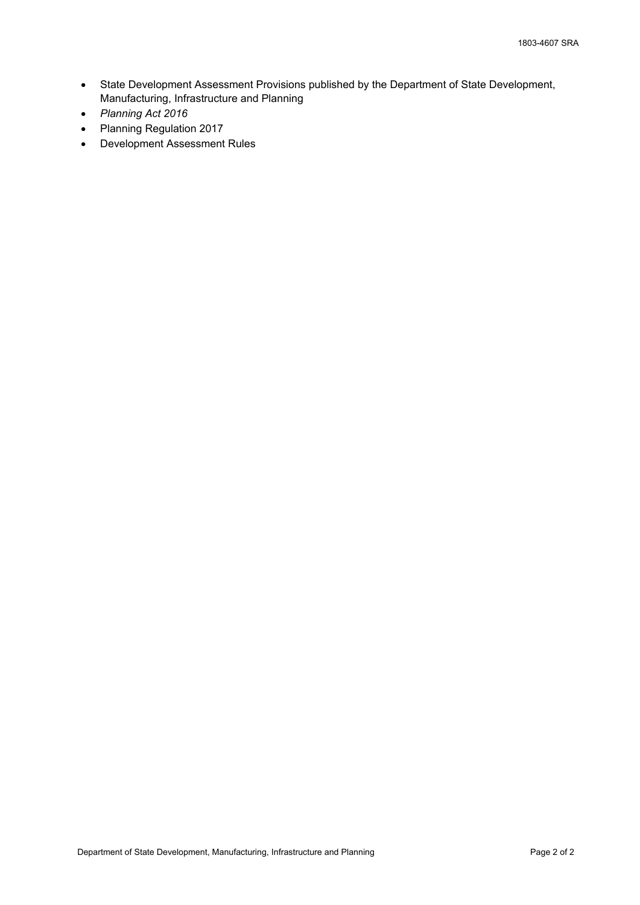- State Development Assessment Provisions published by the Department of State Development, Manufacturing, Infrastructure and Planning
- *Planning Act 2016*
- Planning Regulation 2017
- Development Assessment Rules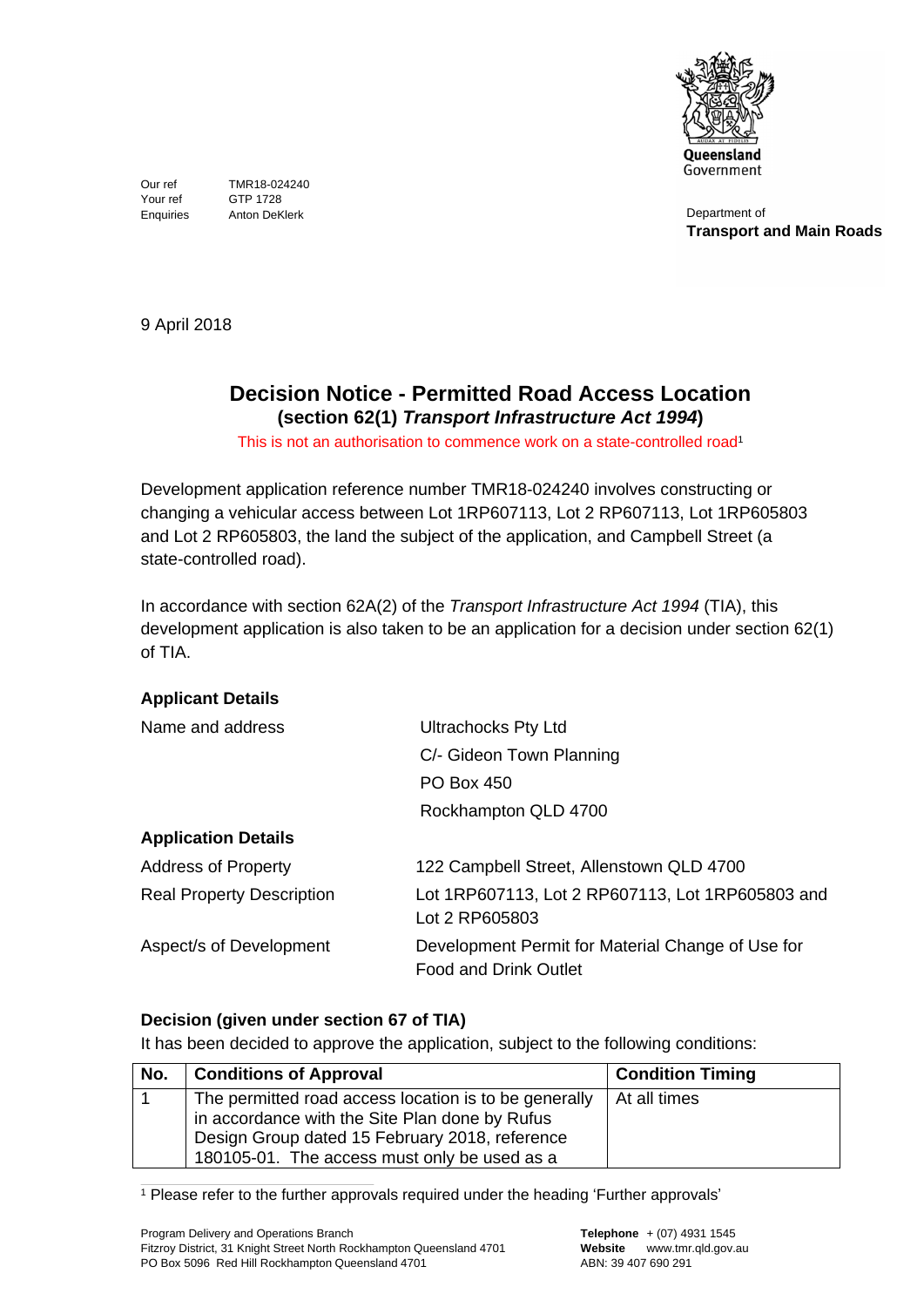Queensland Government

Our ref TMR18-024240
Your ref GTP 1728
Enquiries Anton DeKlerk

Department of
**Transport and Main Roads**

9 April 2018

## Decision Notice - Permitted Road Access Location
### (section 62(1) *Transport Infrastructure Act 1994*)

This is not an authorisation to commence work on a state-controlled road[1]

Development application reference number TMR18-024240 involves constructing or changing a vehicular access between Lot 1RP607113, Lot 2 RP607113, Lot 1RP605803 and Lot 2 RP605803, the land the subject of the application, and Campbell Street (a state-controlled road).

In accordance with section 62A(2) of the *Transport Infrastructure Act 1994* (TIA), this development application is also taken to be an application for a decision under section 62(1) of TIA.

**Applicant Details**

| | |
|---|---|
| Name and address | Ultrachocks Pty Ltd<br>C/- Gideon Town Planning<br>PO Box 450<br>Rockhampton QLD 4700 |

**Application Details**

| | |
|---|---|
| Address of Property | 122 Campbell Street, Allenstown QLD 4700 |
| Real Property Description | Lot 1RP607113, Lot 2 RP607113, Lot 1RP605803 and Lot 2 RP605803 |
| Aspect/s of Development | Development Permit for Material Change of Use for Food and Drink Outlet |

**Decision (given under section 67 of TIA)**

It has been decided to approve the application, subject to the following conditions:

| No. | Conditions of Approval | Condition Timing |
|---|---|---|
| 1 | The permitted road access location is to be generally in accordance with the Site Plan done by Rufus Design Group dated 15 February 2018, reference 180105-01. The access must only be used as a | At all times |

[1] Please refer to the further approvals required under the heading 'Further approvals'

Program Delivery and Operations Branch
Fitzroy District, 31 Knight Street North Rockhampton Queensland 4701
PO Box 5096 Red Hill Rockhampton Queensland 4701

**Telephone** + (07) 4931 1545
**Website** www.tmr.qld.gov.au
ABN: 39 407 690 291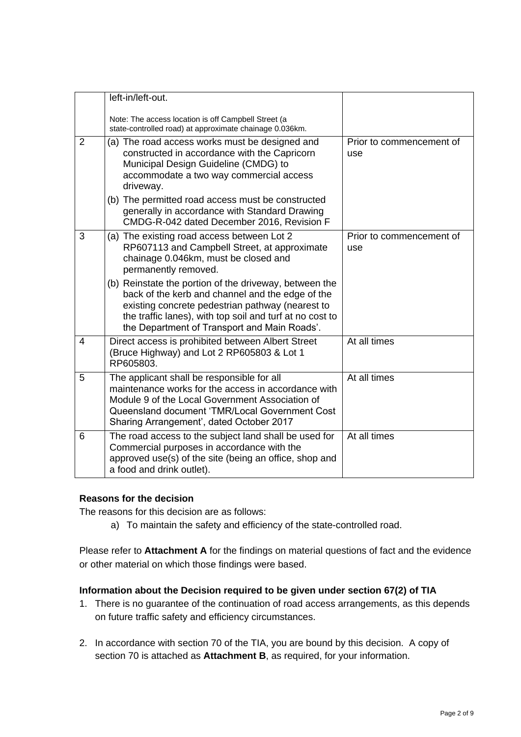| | | |
|---|---|---|
| | left-in/left-out.<br><br>Note: The access location is off Campbell Street (a state-controlled road) at approximate chainage 0.036km. | |
| 2 | (a) The road access works must be designed and constructed in accordance with the Capricorn Municipal Design Guideline (CMDG) to accommodate a two way commercial access driveway.<br>(b) The permitted road access must be constructed generally in accordance with Standard Drawing CMDG-R-042 dated December 2016, Revision F | Prior to commencement of use |
| 3 | (a) The existing road access between Lot 2 RP607113 and Campbell Street, at approximate chainage 0.046km, must be closed and permanently removed.<br>(b) Reinstate the portion of the driveway, between the back of the kerb and channel and the edge of the existing concrete pedestrian pathway (nearest to the traffic lanes), with top soil and turf at no cost to the Department of Transport and Main Roads'. | Prior to commencement of use |
| 4 | Direct access is prohibited between Albert Street (Bruce Highway) and Lot 2 RP605803 & Lot 1 RP605803. | At all times |
| 5 | The applicant shall be responsible for all maintenance works for the access in accordance with Module 9 of the Local Government Association of Queensland document 'TMR/Local Government Cost Sharing Arrangement', dated October 2017 | At all times |
| 6 | The road access to the subject land shall be used for Commercial purposes in accordance with the approved use(s) of the site (being an office, shop and a food and drink outlet). | At all times |

**Reasons for the decision**

The reasons for this decision are as follows:

a) To maintain the safety and efficiency of the state-controlled road.

Please refer to **Attachment A** for the findings on material questions of fact and the evidence or other material on which those findings were based.

**Information about the Decision required to be given under section 67(2) of TIA**

1. There is no guarantee of the continuation of road access arrangements, as this depends on future traffic safety and efficiency circumstances.

2. In accordance with section 70 of the TIA, you are bound by this decision. A copy of section 70 is attached as **Attachment B**, as required, for your information.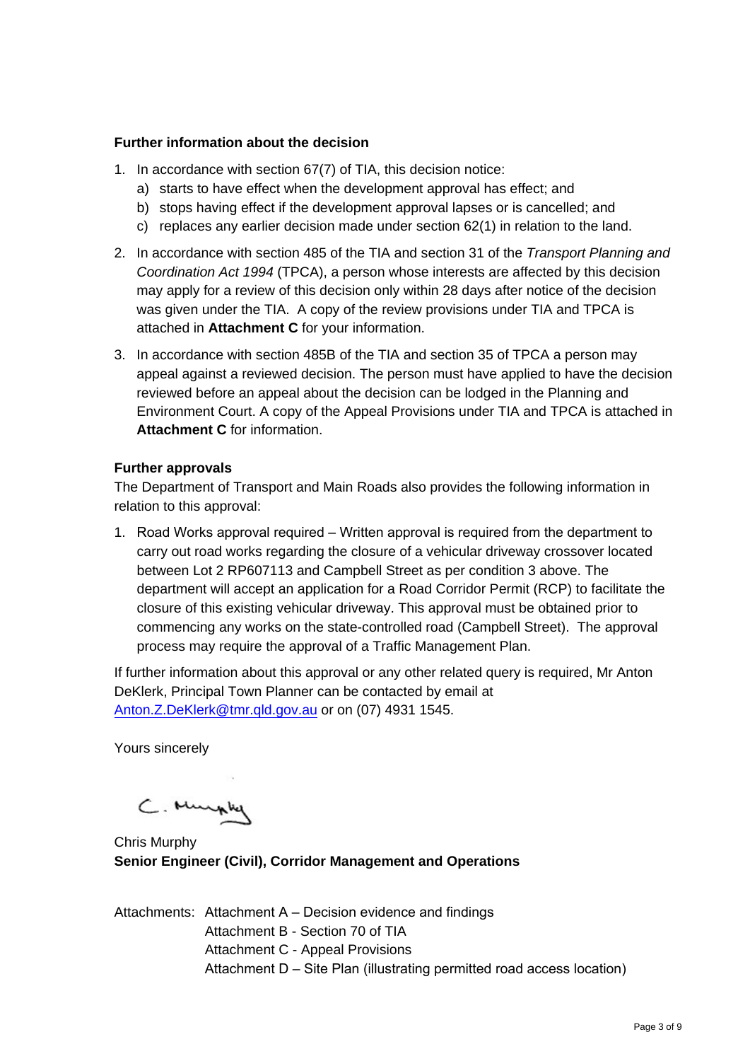**Further information about the decision**

1. In accordance with section 67(7) of TIA, this decision notice:
   a) starts to have effect when the development approval has effect; and
   b) stops having effect if the development approval lapses or is cancelled; and
   c) replaces any earlier decision made under section 62(1) in relation to the land.

2. In accordance with section 485 of the TIA and section 31 of the *Transport Planning and Coordination Act 1994* (TPCA), a person whose interests are affected by this decision may apply for a review of this decision only within 28 days after notice of the decision was given under the TIA. A copy of the review provisions under TIA and TPCA is attached in **Attachment C** for your information.

3. In accordance with section 485B of the TIA and section 35 of TPCA a person may appeal against a reviewed decision. The person must have applied to have the decision reviewed before an appeal about the decision can be lodged in the Planning and Environment Court. A copy of the Appeal Provisions under TIA and TPCA is attached in **Attachment C** for information.

**Further approvals**

The Department of Transport and Main Roads also provides the following information in relation to this approval:

1. Road Works approval required – Written approval is required from the department to carry out road works regarding the closure of a vehicular driveway crossover located between Lot 2 RP607113 and Campbell Street as per condition 3 above. The department will accept an application for a Road Corridor Permit (RCP) to facilitate the closure of this existing vehicular driveway. This approval must be obtained prior to commencing any works on the state-controlled road (Campbell Street). The approval process may require the approval of a Traffic Management Plan.

If further information about this approval or any other related query is required, Mr Anton DeKlerk, Principal Town Planner can be contacted by email at Anton.Z.DeKlerk@tmr.qld.gov.au or on (07) 4931 1545.

Yours sincerely

C. Murphy

Chris Murphy
**Senior Engineer (Civil), Corridor Management and Operations**

Attachments: Attachment A – Decision evidence and findings
Attachment B - Section 70 of TIA
Attachment C - Appeal Provisions
Attachment D – Site Plan (illustrating permitted road access location)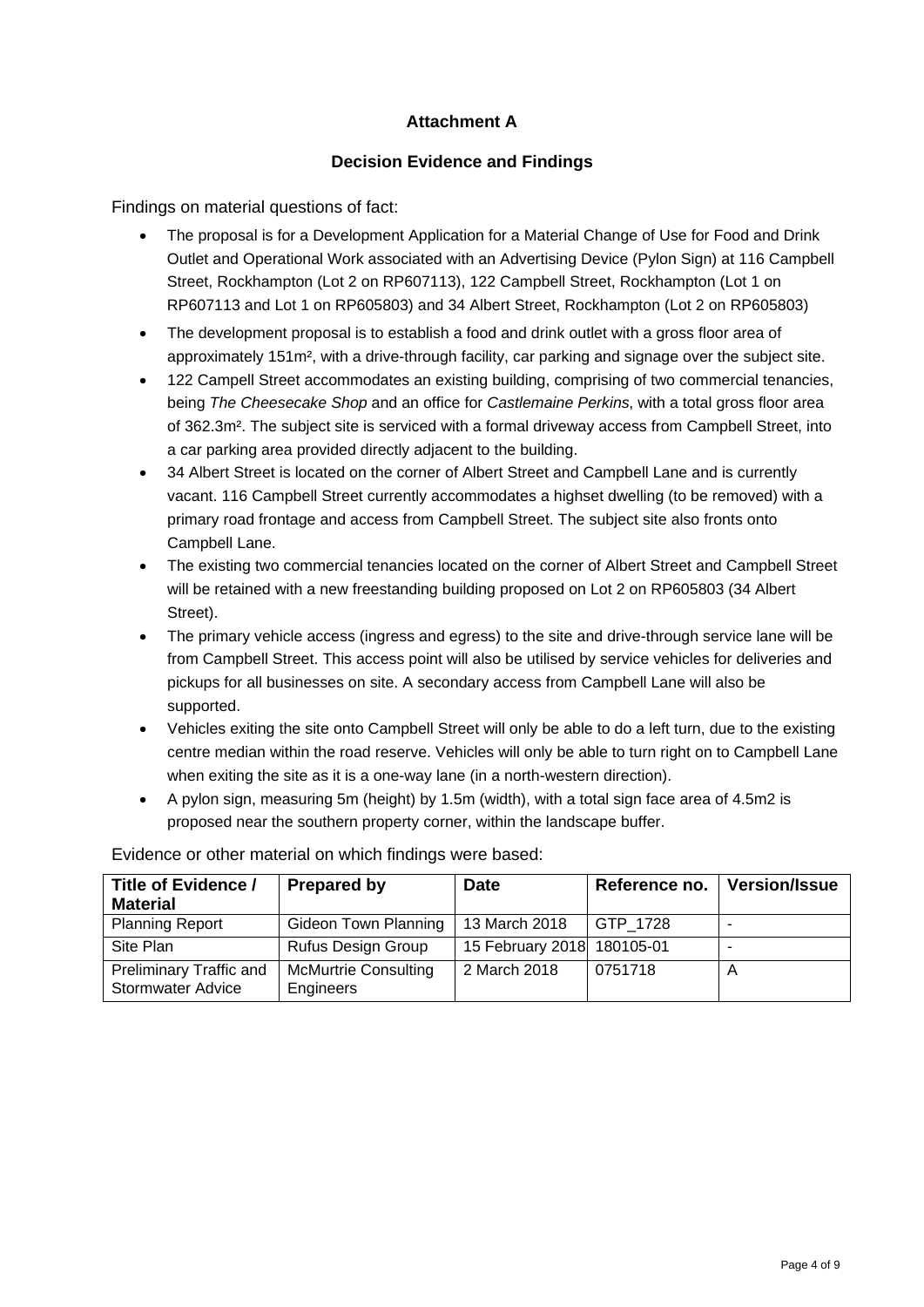**Attachment A**

**Decision Evidence and Findings**

Findings on material questions of fact:

- The proposal is for a Development Application for a Material Change of Use for Food and Drink Outlet and Operational Work associated with an Advertising Device (Pylon Sign) at 116 Campbell Street, Rockhampton (Lot 2 on RP607113), 122 Campbell Street, Rockhampton (Lot 1 on RP607113 and Lot 1 on RP605803) and 34 Albert Street, Rockhampton (Lot 2 on RP605803)
- The development proposal is to establish a food and drink outlet with a gross floor area of approximately 151m², with a drive-through facility, car parking and signage over the subject site.
- 122 Campell Street accommodates an existing building, comprising of two commercial tenancies, being *The Cheesecake Shop* and an office for *Castlemaine Perkins*, with a total gross floor area of 362.3m². The subject site is serviced with a formal driveway access from Campbell Street, into a car parking area provided directly adjacent to the building.
- 34 Albert Street is located on the corner of Albert Street and Campbell Lane and is currently vacant. 116 Campbell Street currently accommodates a highset dwelling (to be removed) with a primary road frontage and access from Campbell Street. The subject site also fronts onto Campbell Lane.
- The existing two commercial tenancies located on the corner of Albert Street and Campbell Street will be retained with a new freestanding building proposed on Lot 2 on RP605803 (34 Albert Street).
- The primary vehicle access (ingress and egress) to the site and drive-through service lane will be from Campbell Street. This access point will also be utilised by service vehicles for deliveries and pickups for all businesses on site. A secondary access from Campbell Lane will also be supported.
- Vehicles exiting the site onto Campbell Street will only be able to do a left turn, due to the existing centre median within the road reserve. Vehicles will only be able to turn right on to Campbell Lane when exiting the site as it is a one-way lane (in a north-western direction).
- A pylon sign, measuring 5m (height) by 1.5m (width), with a total sign face area of 4.5m2 is proposed near the southern property corner, within the landscape buffer.

Evidence or other material on which findings were based:

| Title of Evidence / Material | Prepared by | Date | Reference no. | Version/Issue |
|---|---|---|---|---|
| Planning Report | Gideon Town Planning | 13 March 2018 | GTP_1728 | - |
| Site Plan | Rufus Design Group | 15 February 2018 | 180105-01 | - |
| Preliminary Traffic and Stormwater Advice | McMurtrie Consulting Engineers | 2 March 2018 | 0751718 | A |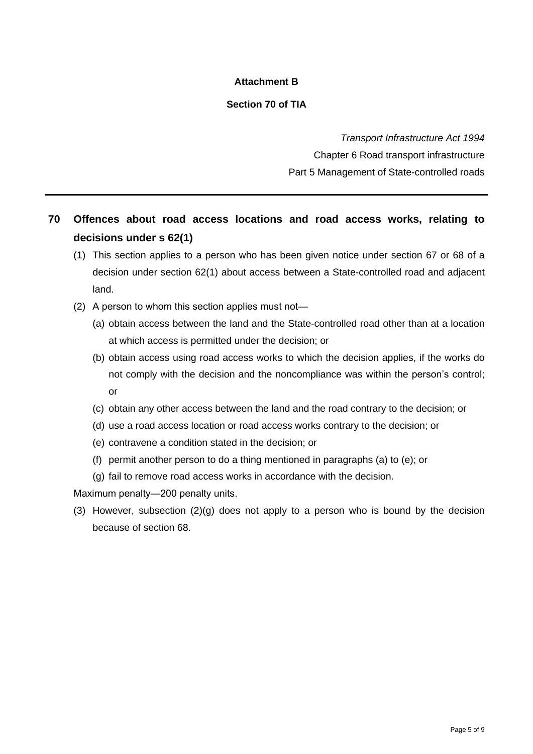**Attachment B**

**Section 70 of TIA**

*Transport Infrastructure Act 1994*

Chapter 6 Road transport infrastructure

Part 5 Management of State-controlled roads

---

## 70 Offences about road access locations and road access works, relating to decisions under s 62(1)

(1) This section applies to a person who has been given notice under section 67 or 68 of a decision under section 62(1) about access between a State-controlled road and adjacent land.

(2) A person to whom this section applies must not—

(a) obtain access between the land and the State-controlled road other than at a location at which access is permitted under the decision; or

(b) obtain access using road access works to which the decision applies, if the works do not comply with the decision and the noncompliance was within the person's control; or

(c) obtain any other access between the land and the road contrary to the decision; or

(d) use a road access location or road access works contrary to the decision; or

(e) contravene a condition stated in the decision; or

(f) permit another person to do a thing mentioned in paragraphs (a) to (e); or

(g) fail to remove road access works in accordance with the decision.

Maximum penalty—200 penalty units.

(3) However, subsection (2)(g) does not apply to a person who is bound by the decision because of section 68.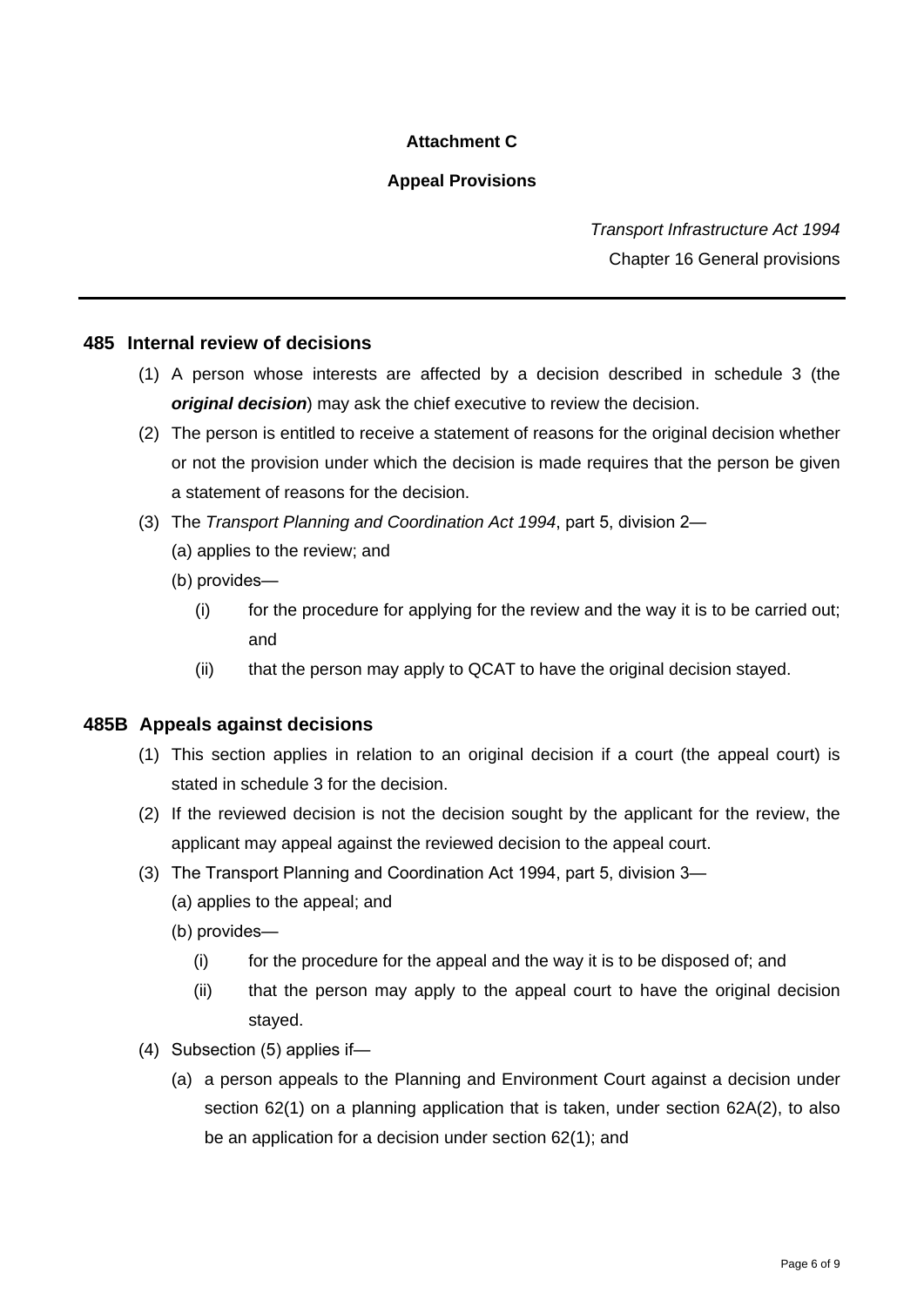**Attachment C**

**Appeal Provisions**

*Transport Infrastructure Act 1994*

Chapter 16 General provisions

---

### 485 Internal review of decisions

(1) A person whose interests are affected by a decision described in schedule 3 (the ***original decision***) may ask the chief executive to review the decision.

(2) The person is entitled to receive a statement of reasons for the original decision whether or not the provision under which the decision is made requires that the person be given a statement of reasons for the decision.

(3) The *Transport Planning and Coordination Act 1994*, part 5, division 2—

(a) applies to the review; and

(b) provides—

(i) for the procedure for applying for the review and the way it is to be carried out; and

(ii) that the person may apply to QCAT to have the original decision stayed.

### 485B Appeals against decisions

(1) This section applies in relation to an original decision if a court (the appeal court) is stated in schedule 3 for the decision.

(2) If the reviewed decision is not the decision sought by the applicant for the review, the applicant may appeal against the reviewed decision to the appeal court.

(3) The Transport Planning and Coordination Act 1994, part 5, division 3—

(a) applies to the appeal; and

(b) provides—

(i) for the procedure for the appeal and the way it is to be disposed of; and

(ii) that the person may apply to the appeal court to have the original decision stayed.

(4) Subsection (5) applies if—

(a) a person appeals to the Planning and Environment Court against a decision under section 62(1) on a planning application that is taken, under section 62A(2), to also be an application for a decision under section 62(1); and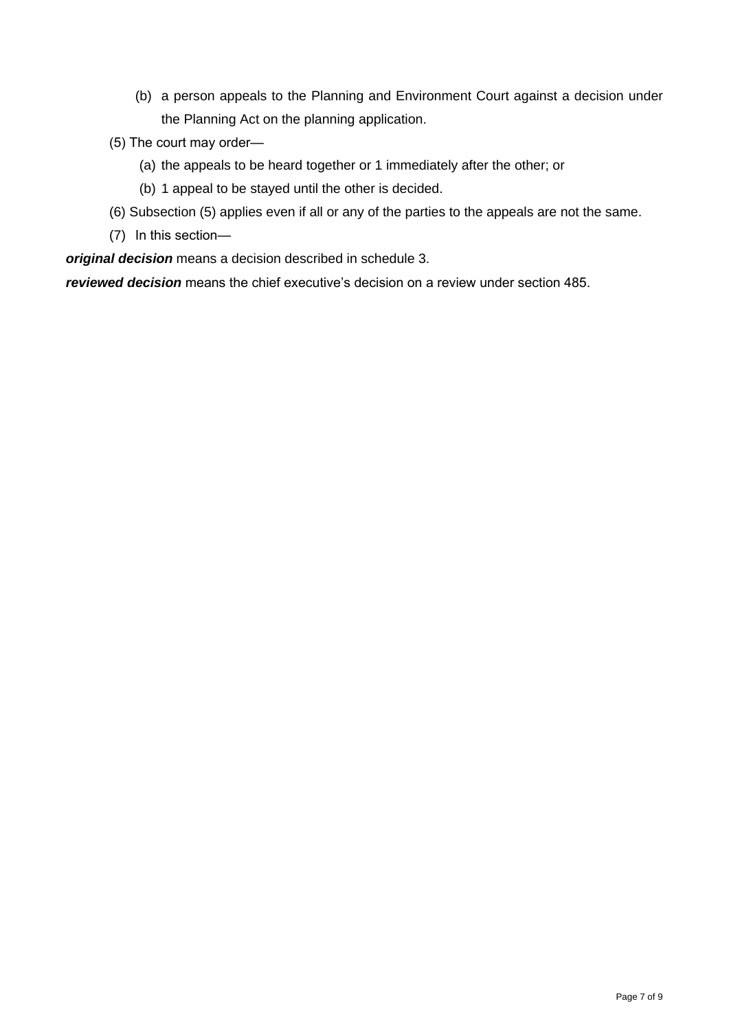(b) a person appeals to the Planning and Environment Court against a decision under the Planning Act on the planning application.

(5) The court may order—

(a) the appeals to be heard together or 1 immediately after the other; or

(b) 1 appeal to be stayed until the other is decided.

(6) Subsection (5) applies even if all or any of the parties to the appeals are not the same.

(7) In this section—

***original decision*** means a decision described in schedule 3.

***reviewed decision*** means the chief executive's decision on a review under section 485.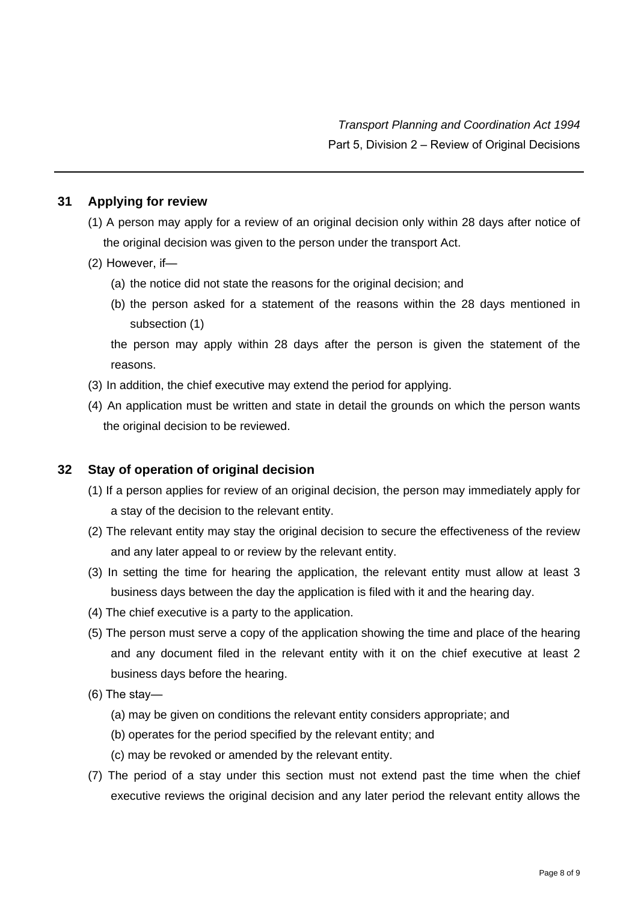### 31 Applying for review

(1) A person may apply for a review of an original decision only within 28 days after notice of the original decision was given to the person under the transport Act.

(2) However, if—

(a) the notice did not state the reasons for the original decision; and

(b) the person asked for a statement of the reasons within the 28 days mentioned in subsection (1)

the person may apply within 28 days after the person is given the statement of the reasons.

(3) In addition, the chief executive may extend the period for applying.

(4) An application must be written and state in detail the grounds on which the person wants the original decision to be reviewed.

### 32 Stay of operation of original decision

(1) If a person applies for review of an original decision, the person may immediately apply for a stay of the decision to the relevant entity.

(2) The relevant entity may stay the original decision to secure the effectiveness of the review and any later appeal to or review by the relevant entity.

(3) In setting the time for hearing the application, the relevant entity must allow at least 3 business days between the day the application is filed with it and the hearing day.

(4) The chief executive is a party to the application.

(5) The person must serve a copy of the application showing the time and place of the hearing and any document filed in the relevant entity with it on the chief executive at least 2 business days before the hearing.

(6) The stay—

(a) may be given on conditions the relevant entity considers appropriate; and

(b) operates for the period specified by the relevant entity; and

(c) may be revoked or amended by the relevant entity.

(7) The period of a stay under this section must not extend past the time when the chief executive reviews the original decision and any later period the relevant entity allows the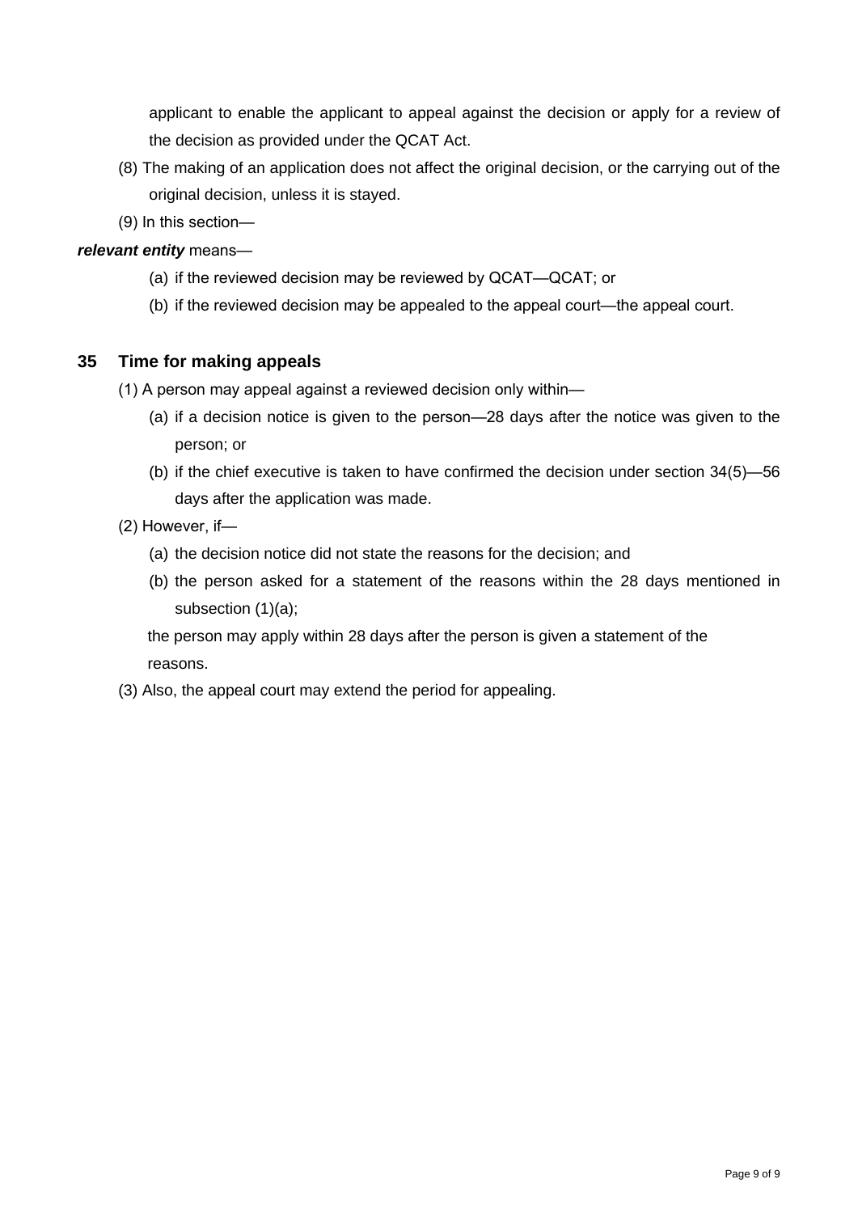applicant to enable the applicant to appeal against the decision or apply for a review of the decision as provided under the QCAT Act.

(8) The making of an application does not affect the original decision, or the carrying out of the original decision, unless it is stayed.

(9) In this section—

***relevant entity*** means—

(a) if the reviewed decision may be reviewed by QCAT—QCAT; or

(b) if the reviewed decision may be appealed to the appeal court—the appeal court.

### 35 Time for making appeals

(1) A person may appeal against a reviewed decision only within—

(a) if a decision notice is given to the person—28 days after the notice was given to the person; or

(b) if the chief executive is taken to have confirmed the decision under section 34(5)—56 days after the application was made.

(2) However, if—

(a) the decision notice did not state the reasons for the decision; and

(b) the person asked for a statement of the reasons within the 28 days mentioned in subsection (1)(a);

the person may apply within 28 days after the person is given a statement of the reasons.

(3) Also, the appeal court may extend the period for appealing.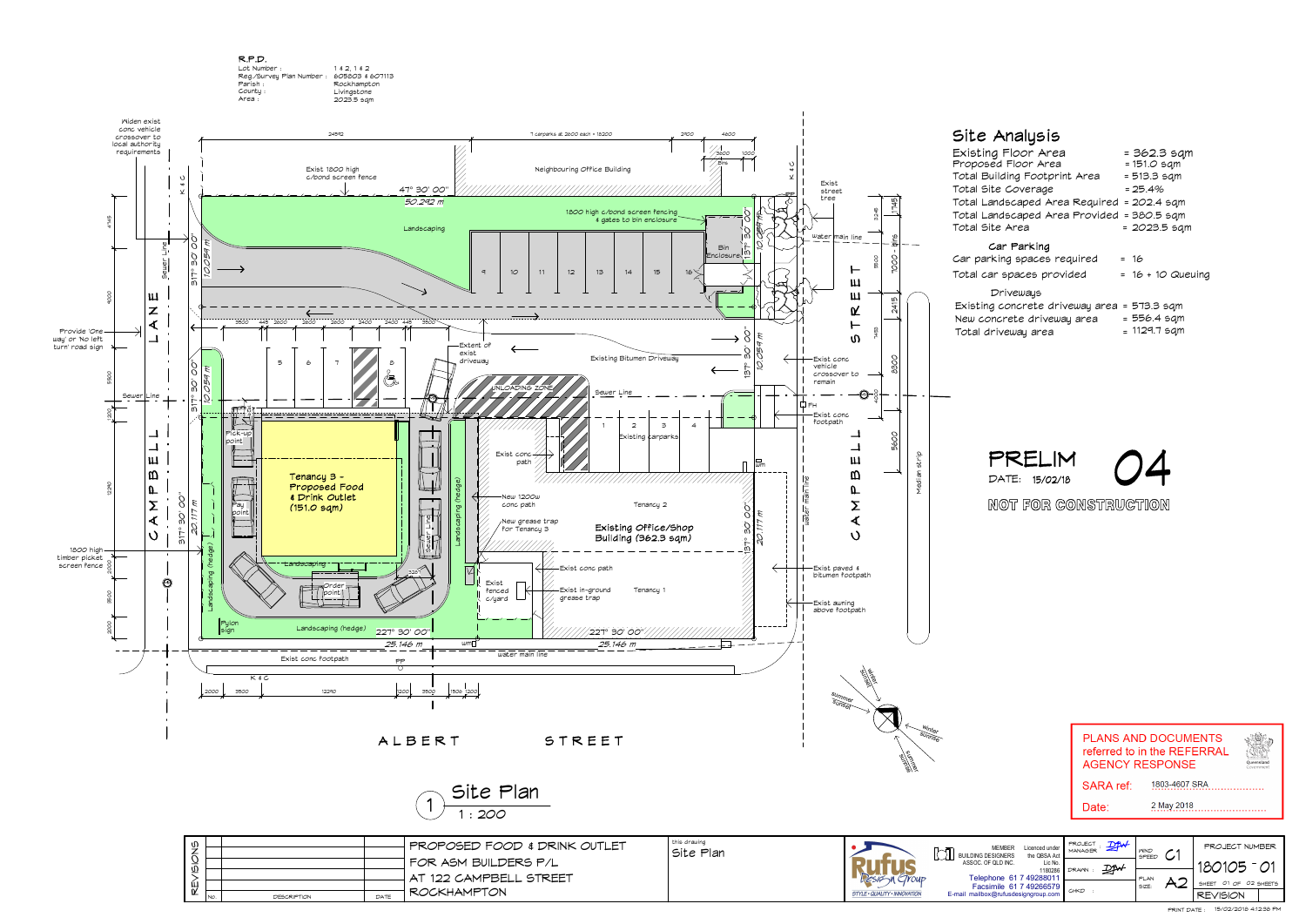**R.P.D.**

Lot Number : 1 & 2, 1 & 2
Reg./Survey Plan Number : 605803 & 607113
Parish : Rockhampton
County : Livingstone
Area : 2023.5 sqm

## Site Analysis

| | |
|---|---|
| Existing Floor Area | = 362.3 sqm |
| Proposed Floor Area | = 151.0 sqm |
| Total Building Footprint Area | = 513.3 sqm |
| Total Site Coverage | = 25.4% |
| Total Landscaped Area Required | = 202.4 sqm |
| Total Landscaped Area Provided | = 380.5 sqm |
| Total Site Area | = 2023.5 sqm |

### Car Parking

| | |
|---|---|
| Car parking spaces required | = 16 |
| Total car spaces provided | = 16 + 10 Queuing |

### Driveways

| | |
|---|---|
| Existing concrete driveway area | = 573.3 sqm |
| New concrete driveway area | = 556.4 sqm |
| Total driveway area | = 1129.7 sqm |

PRELIM 04
DATE: 15/02/18

NOT FOR CONSTRUCTION

Widen exist conc vehicle crossover to local authority requirements

Provide 'One-way' or 'No left turn' road sign

1800 high timber picket screen fence

Exist 1800 high c/bond screen fence

Neighbouring Office Building

1800 high c/bond screen fencing & gates to bin enclosure

Bin Enclosure

Exist street tree

Landscaping

Extent of exist driveway

Existing Bitumen Driveway

UNLOADING ZONE

Sewer Line

Existing Carparks

Exist conc vehicle crossover to remain

Exist conc footpath

Exist conc path

New 1200w conc path

New grease trap for Tenancy 3

Tenancy 3 - Proposed Food & Drink Outlet (151.0 sqm)

Tenancy 2

Existing Office/Shop Building (362.3 sqm)

Exist conc path

Exist fenced c/yard

Exist in-ground grease trap

Tenancy 1

Exist paved & bitumen footpath

Exist awning above footpath

Pick-up point

Pay point

Order point

Pylon sign

Landscaping (hedge)

Exist conc footpath

Water main line

Median strip

CAMPBELL LANE

CAMPBELL STREET

ALBERT STREET

7 carparks at 2600 each = 18200

47° 30' 00" 50.242 m

317° 30' 00" 10.059 m

137° 30' 00" 10.054 m

317° 30' 00" 20.117 m

137° 30' 00" 20.117 m

227° 30' 00" 25.146 m

winter sunset, summer sunset, winter sunrise, summer sunrise

## Site Plan
1 : 200

PLANS AND DOCUMENTS referred to in the REFERRAL AGENCY RESPONSE
SARA ref: 1803-4607 SRA
Date: 2 May 2018

| REVISIONS | | |
|---|---|---|
| NO. | DESCRIPTION | DATE |

PROPOSED FOOD & DRINK OUTLET
FOR ASM BUILDERS P/L
AT 122 CAMPBELL STREET
ROCKHAMPTON

this drawing: Site Plan

Rufus Design Group — STYLE • QUALITY • INNOVATION
MEMBER BUILDING DESIGNERS ASSOC. OF QLD INC.
Licenced under the QBSA Act Lic No. 1180286
Telephone 61 7 49288011
Facsimile 61 7 49266579
E-mail mailbox@rufusdesigngroup.com

PROJECT MANAGER: DAW
DRAWN: DAW
CHKD:

WIND SPEED: C1
PLAN SIZE: A2

PROJECT NUMBER: 180105 - 01
SHEET 01 OF 02 SHEETS
REVISION

PRINT DATE: 15/02/2018 4:12:38 PM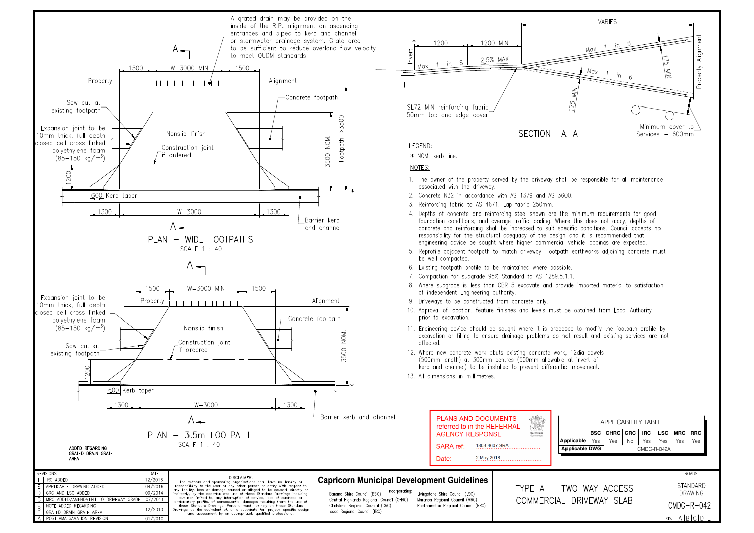A grated drain may be provided on the inside of the R.P. alignment on ascending entrances and piped to kerb and channel or stormwater drainage system. Grate area to be sufficient to reduce overland flow velocity to meet QUDM standards

## PLAN – WIDE FOOTPATHS

SCALE 1 : 40

A

1500
W=3000 MIN
1500

Property
Alignment

Saw cut at existing footpath

Expansion joint to be 10mm thick, full depth closed cell cross linked polyethylene foam (85–150 kg/m³)

Nonslip finish

Construction joint if ordered

Concrete footpath

3500 NOM.
Footpath >3500

1200

600 Kerb taper

1300
W+3000
1300

Barrier kerb and channel

## PLAN – 3.5m FOOTPATH

SCALE 1 : 40

A

1500
W=3000 MIN
1500

Property
Alignment

Expansion joint to be 10mm thick, full depth closed cell cross linked polyethylene foam (85–150 kg/m³)

Saw cut at existing footpath

Nonslip finish

Construction joint if ordered

Concrete footpath

3500 NOM.

1200

600 Kerb taper

1300
W+3000
1300

Barrier kerb and channel

ADDED REGARDING GRATED DRAIN GRATE AREA

## SECTION A–A

VARIES

*
1200
1200 MIN

Invert

Max 1 in 8
2.5% MAX
Max 1 in 6
Max 1 in 6

175 MIN
175 MIN

Property Alignment

SL72 MIN reinforcing fabric 50mm top and edge cover

Minimum cover to Services – 600mm

LEGEND:

* NOM. kerb line.

NOTES:

1. The owner of the property served by the driveway shall be responsible for all maintenance associated with the driveway.
2. Concrete N32 in accordance with AS 1379 and AS 3600.
3. Reinforcing fabric to AS 4671. Lap fabric 250mm.
4. Depths of concrete and reinforcing steel shown are the minimum requirements for good foundation conditions, and average traffic loading. Where this does not apply, depths of concrete and reinforcing shall be increased to suit specific conditions. Council accepts no responsibility for the structural adequacy of the design and it is recommended that engineering advice be sought where higher commercial vehicle loadings are expected.
5. Reprofile adjacent footpath to match driveway. Footpath earthworks adjoining concrete must be well compacted.
6. Existing footpath profile to be maintained where possible.
7. Compaction for subgrade 95% Standard to AS 1289.5.1.1.
8. Where subgrade is less than CBR 5 excavate and provide imported material to satisfaction of independent Engineering authority.
9. Driveways to be constructed from concrete only.
10. Approval of location, feature finishes and levels must be obtained from Local Authority prior to excavation.
11. Engineering advice should be sought where it is proposed to modify the footpath profile by excavation or filling to ensure drainage problems do not result and existing services are not affected.
12. Where new concrete work abuts existing concrete work, 12dia dowels (500mm length) at 300mm centres (500mm allowable at invert of kerb and channel) to be installed to prevent differential movement.
13. All dimensions in millimetres.

PLANS AND DOCUMENTS referred to in the REFERRAL AGENCY RESPONSE

SARA ref: 1803-4607 SRA

Date: 2 May 2018

APPLICABILITY TABLE

| | BSC | CHRC | GRC | IRC | LSC | MRC | RRC |
|---|---|---|---|---|---|---|---|
| Applicable | Yes | Yes | No | Yes | Yes | Yes | Yes |
| Applicable DWG | CMDG-R-042A | | | | | | |

| REVISIONS | DATE |
|---|---|
| F IRC ADDED | 12/2016 |
| E APPLICABLE DRAWING ADDED | 04/2016 |
| D GRC AND LSC ADDED | 09/2014 |
| C MRC ADDED/AMENDMENT TO DRIVEWAY GRADE | 07/2011 |
| B NOTE ADDED REGARDING GRATED DRAIN GRATE AREA | 12/2010 |
| A POST AMALGAMATION REVISION | 01/2010 |

DISCLAIMER.
The authors and sponsoring organisations shall have no liability or responsibility to the user or any other person or entity with respect to any liability, loss or damage caused or alleged to be caused, directly or indirectly, by the adoption and use of these Standard Drawings including, but not limited to, any interruption of service, loss of business or anticipatory profits, or consequential damages resulting from the use of these Standard Drawings. Persons must not rely on these Standard Drawings as the equivalent of, or a substitute for, project-specific design and assessment by an appropriately qualified professional.

**Capricorn Municipal Development Guidelines**

Incorporating:
Banana Shire Council (BSC)
Central Highlands Regional Council (CHRC)
Gladstone Regional Council (GRC)
Isaac Regional Council (IRC)
Livingstone Shire Council (LSC)
Maranoa Regional Council (MRC)
Rockhampton Regional Council (RRC)

TYPE A – TWO WAY ACCESS COMMERCIAL DRIVEWAY SLAB

ROADS
STANDARD DRAWING
CMDG-R-042
REV. A B C D E F